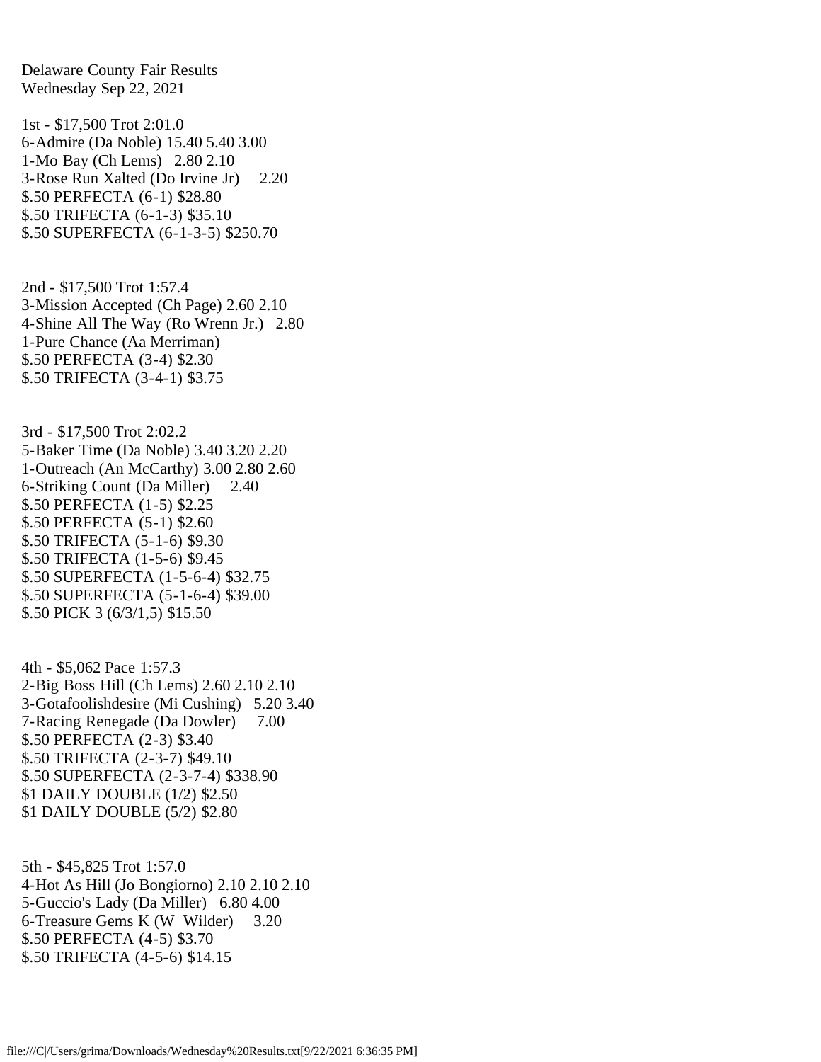Delaware County Fair Results
Wednesday Sep 22, 2021

1st - $17,500 Trot 2:01.0
6-Admire (Da Noble) 15.40 5.40 3.00
1-Mo Bay (Ch Lems) 2.80 2.10
3-Rose Run Xalted (Do Irvine Jr) 2.20
$.50 PERFECTA (6-1) $28.80
$.50 TRIFECTA (6-1-3) $35.10
$.50 SUPERFECTA (6-1-3-5) $250.70

2nd - $17,500 Trot 1:57.4
3-Mission Accepted (Ch Page) 2.60 2.10
4-Shine All The Way (Ro Wrenn Jr.) 2.80
1-Pure Chance (Aa Merriman)
$.50 PERFECTA (3-4) $2.30
$.50 TRIFECTA (3-4-1) $3.75

3rd - $17,500 Trot 2:02.2
5-Baker Time (Da Noble) 3.40 3.20 2.20
1-Outreach (An McCarthy) 3.00 2.80 2.60
6-Striking Count (Da Miller) 2.40
$.50 PERFECTA (1-5) $2.25
$.50 PERFECTA (5-1) $2.60
$.50 TRIFECTA (5-1-6) $9.30
$.50 TRIFECTA (1-5-6) $9.45
$.50 SUPERFECTA (1-5-6-4) $32.75
$.50 SUPERFECTA (5-1-6-4) $39.00
$.50 PICK 3 (6/3/1,5) $15.50

4th - $5,062 Pace 1:57.3
2-Big Boss Hill (Ch Lems) 2.60 2.10 2.10
3-Gotafoolishdesire (Mi Cushing) 5.20 3.40
7-Racing Renegade (Da Dowler) 7.00
$.50 PERFECTA (2-3) $3.40
$.50 TRIFECTA (2-3-7) $49.10
$.50 SUPERFECTA (2-3-7-4) $338.90
$1 DAILY DOUBLE (1/2) $2.50
$1 DAILY DOUBLE (5/2) $2.80

5th - $45,825 Trot 1:57.0
4-Hot As Hill (Jo Bongiorno) 2.10 2.10 2.10
5-Guccio's Lady (Da Miller) 6.80 4.00
6-Treasure Gems K (W Wilder) 3.20
$.50 PERFECTA (4-5) $3.70
$.50 TRIFECTA (4-5-6) $14.15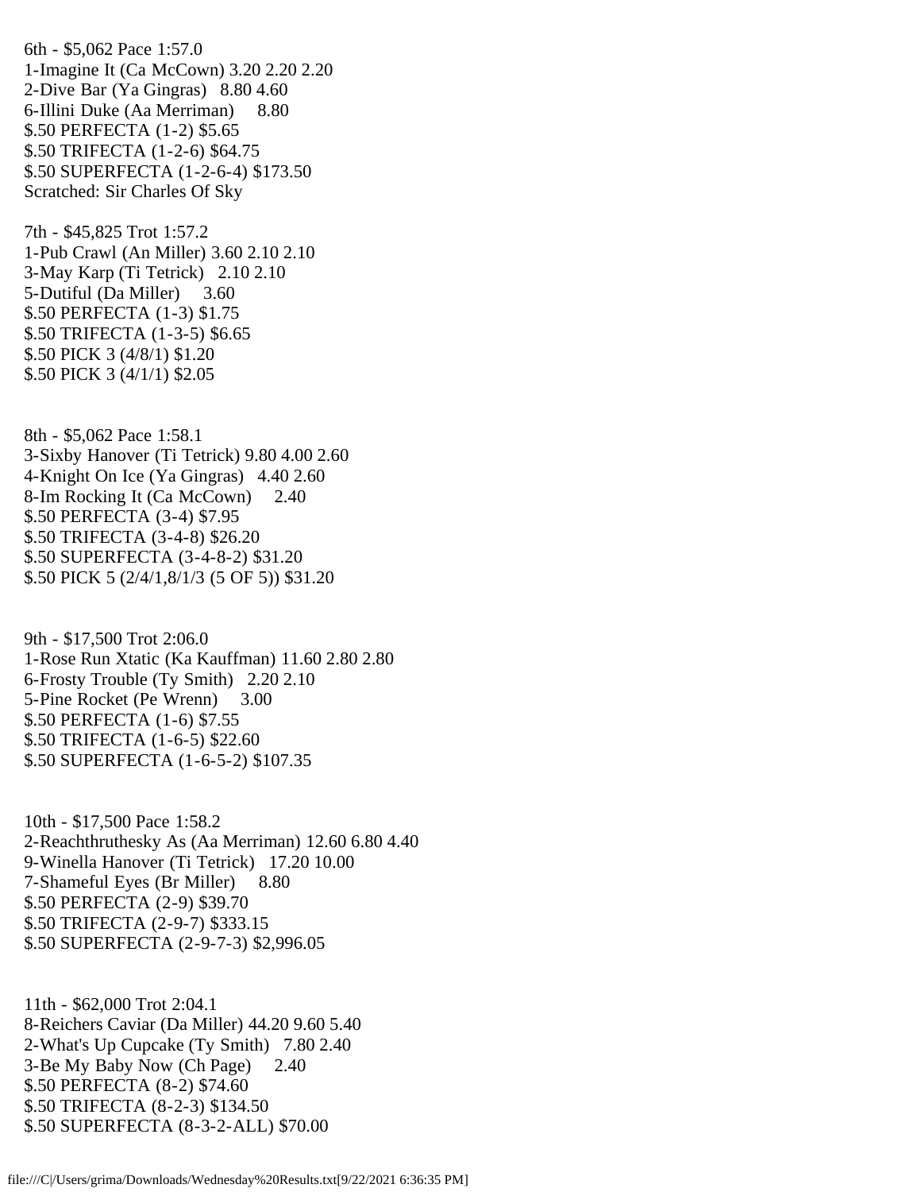6th - $5,062 Pace 1:57.0
1-Imagine It (Ca McCown) 3.20 2.20 2.20
2-Dive Bar (Ya Gingras) 8.80 4.60
6-Illini Duke (Aa Merriman) 8.80
$.50 PERFECTA (1-2) $5.65
$.50 TRIFECTA (1-2-6) $64.75
$.50 SUPERFECTA (1-2-6-4) $173.50
Scratched: Sir Charles Of Sky

7th - $45,825 Trot 1:57.2
1-Pub Crawl (An Miller) 3.60 2.10 2.10
3-May Karp (Ti Tetrick) 2.10 2.10
5-Dutiful (Da Miller) 3.60
$.50 PERFECTA (1-3) $1.75
$.50 TRIFECTA (1-3-5) $6.65
$.50 PICK 3 (4/8/1) $1.20
$.50 PICK 3 (4/1/1) $2.05

8th - $5,062 Pace 1:58.1
3-Sixby Hanover (Ti Tetrick) 9.80 4.00 2.60
4-Knight On Ice (Ya Gingras) 4.40 2.60
8-Im Rocking It (Ca McCown) 2.40
$.50 PERFECTA (3-4) $7.95
$.50 TRIFECTA (3-4-8) $26.20
$.50 SUPERFECTA (3-4-8-2) $31.20
$.50 PICK 5 (2/4/1,8/1/3 (5 OF 5)) $31.20

9th - $17,500 Trot 2:06.0
1-Rose Run Xtatic (Ka Kauffman) 11.60 2.80 2.80
6-Frosty Trouble (Ty Smith) 2.20 2.10
5-Pine Rocket (Pe Wrenn) 3.00
$.50 PERFECTA (1-6) $7.55
$.50 TRIFECTA (1-6-5) $22.60
$.50 SUPERFECTA (1-6-5-2) $107.35

10th - $17,500 Pace 1:58.2
2-Reachthruthesky As (Aa Merriman) 12.60 6.80 4.40
9-Winella Hanover (Ti Tetrick) 17.20 10.00
7-Shameful Eyes (Br Miller) 8.80
$.50 PERFECTA (2-9) $39.70
$.50 TRIFECTA (2-9-7) $333.15
$.50 SUPERFECTA (2-9-7-3) $2,996.05

11th - $62,000 Trot 2:04.1
8-Reichers Caviar (Da Miller) 44.20 9.60 5.40
2-What's Up Cupcake (Ty Smith) 7.80 2.40
3-Be My Baby Now (Ch Page) 2.40
$.50 PERFECTA (8-2) $74.60
$.50 TRIFECTA (8-2-3) $134.50
$.50 SUPERFECTA (8-3-2-ALL) $70.00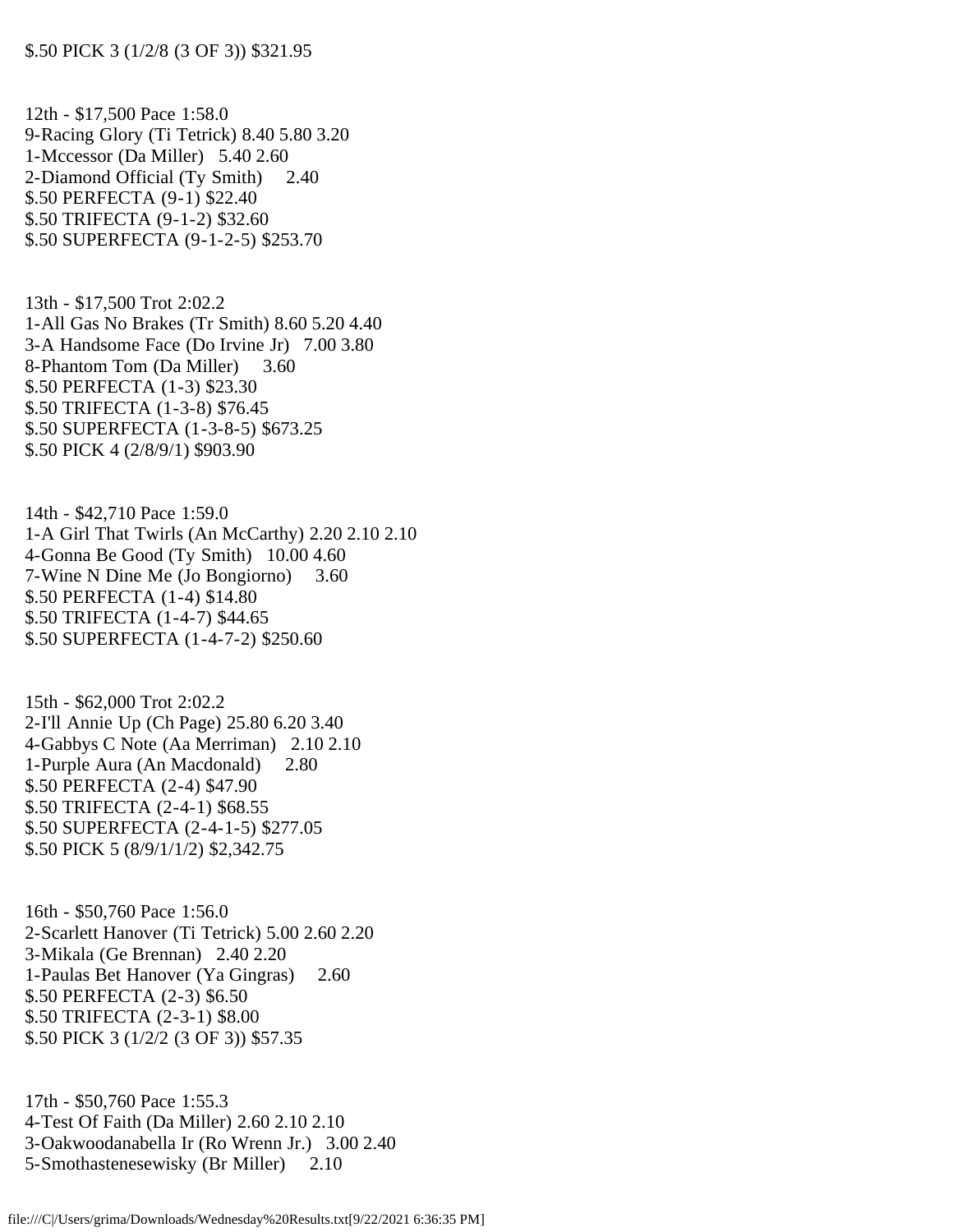$.50 PICK 3 (1/2/8 (3 OF 3)) $321.95

12th - $17,500 Pace 1:58.0
9-Racing Glory (Ti Tetrick) 8.40 5.80 3.20
1-Mccessor (Da Miller) 5.40 2.60
2-Diamond Official (Ty Smith) 2.40
$.50 PERFECTA (9-1) $22.40
$.50 TRIFECTA (9-1-2) $32.60
$.50 SUPERFECTA (9-1-2-5) $253.70

13th - $17,500 Trot 2:02.2
1-All Gas No Brakes (Tr Smith) 8.60 5.20 4.40
3-A Handsome Face (Do Irvine Jr) 7.00 3.80
8-Phantom Tom (Da Miller) 3.60
$.50 PERFECTA (1-3) $23.30
$.50 TRIFECTA (1-3-8) $76.45
$.50 SUPERFECTA (1-3-8-5) $673.25
$.50 PICK 4 (2/8/9/1) $903.90

14th - $42,710 Pace 1:59.0
1-A Girl That Twirls (An McCarthy) 2.20 2.10 2.10
4-Gonna Be Good (Ty Smith) 10.00 4.60
7-Wine N Dine Me (Jo Bongiorno) 3.60
$.50 PERFECTA (1-4) $14.80
$.50 TRIFECTA (1-4-7) $44.65
$.50 SUPERFECTA (1-4-7-2) $250.60

15th - $62,000 Trot 2:02.2
2-I'll Annie Up (Ch Page) 25.80 6.20 3.40
4-Gabbys C Note (Aa Merriman) 2.10 2.10
1-Purple Aura (An Macdonald) 2.80
$.50 PERFECTA (2-4) $47.90
$.50 TRIFECTA (2-4-1) $68.55
$.50 SUPERFECTA (2-4-1-5) $277.05
$.50 PICK 5 (8/9/1/1/2) $2,342.75

16th - $50,760 Pace 1:56.0
2-Scarlett Hanover (Ti Tetrick) 5.00 2.60 2.20
3-Mikala (Ge Brennan) 2.40 2.20
1-Paulas Bet Hanover (Ya Gingras) 2.60
$.50 PERFECTA (2-3) $6.50
$.50 TRIFECTA (2-3-1) $8.00
$.50 PICK 3 (1/2/2 (3 OF 3)) $57.35

17th - $50,760 Pace 1:55.3
4-Test Of Faith (Da Miller) 2.60 2.10 2.10
3-Oakwoodanabella Ir (Ro Wrenn Jr.) 3.00 2.40
5-Smothastenesewisky (Br Miller) 2.10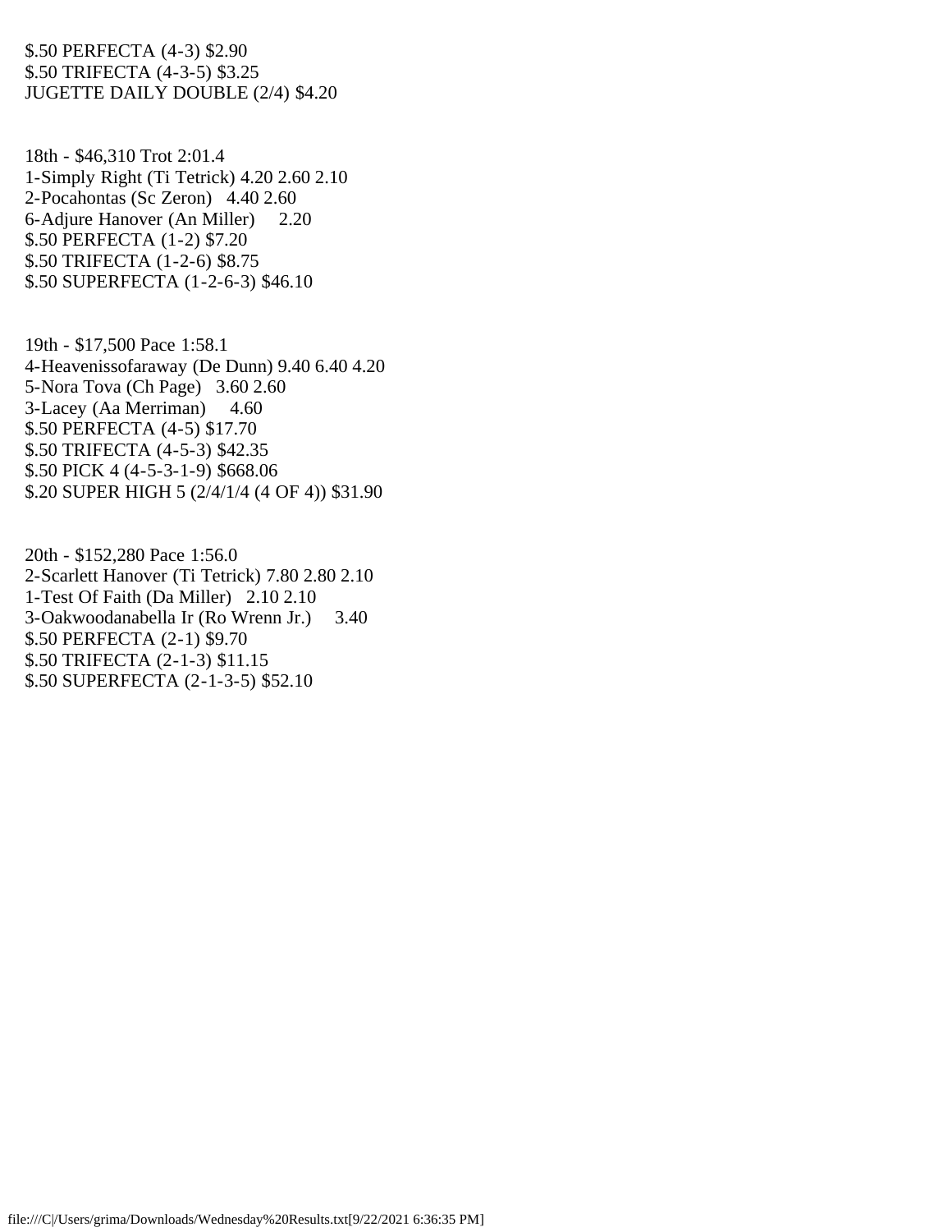$.50 PERFECTA (4-3) $2.90
$.50 TRIFECTA (4-3-5) $3.25
JUGETTE DAILY DOUBLE (2/4) $4.20

18th - $46,310 Trot 2:01.4
1-Simply Right (Ti Tetrick) 4.20 2.60 2.10
2-Pocahontas (Sc Zeron) 4.40 2.60
6-Adjure Hanover (An Miller) 2.20
$.50 PERFECTA (1-2) $7.20
$.50 TRIFECTA (1-2-6) $8.75
$.50 SUPERFECTA (1-2-6-3) $46.10

19th - $17,500 Pace 1:58.1
4-Heavenissofaraway (De Dunn) 9.40 6.40 4.20
5-Nora Tova (Ch Page) 3.60 2.60
3-Lacey (Aa Merriman) 4.60
$.50 PERFECTA (4-5) $17.70
$.50 TRIFECTA (4-5-3) $42.35
$.50 PICK 4 (4-5-3-1-9) $668.06
$.20 SUPER HIGH 5 (2/4/1/4 (4 OF 4)) $31.90

20th - $152,280 Pace 1:56.0
2-Scarlett Hanover (Ti Tetrick) 7.80 2.80 2.10
1-Test Of Faith (Da Miller) 2.10 2.10
3-Oakwoodanabella Ir (Ro Wrenn Jr.) 3.40
$.50 PERFECTA (2-1) $9.70
$.50 TRIFECTA (2-1-3) $11.15
$.50 SUPERFECTA (2-1-3-5) $52.10